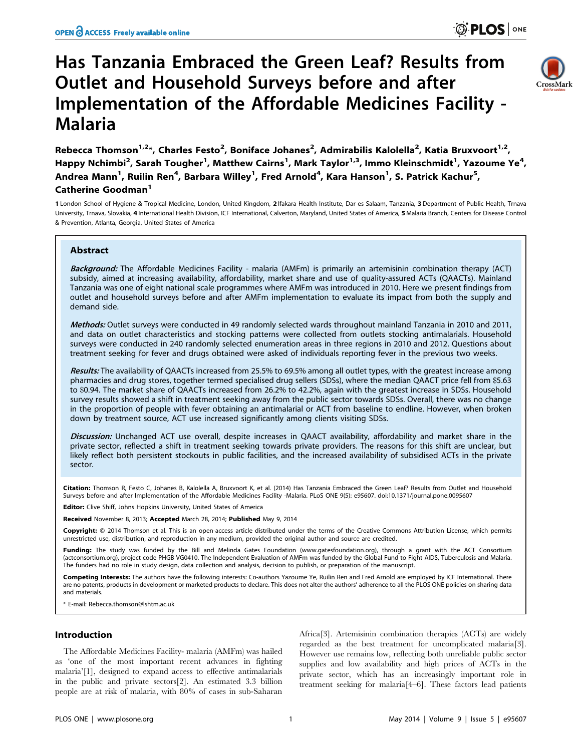# Has Tanzania Embraced the Green Leaf? Results from Outlet and Household Surveys before and after Implementation of the Affordable Medicines Facility - Malaria

**Rebecca Thomson[1,2]\*, Charles Festo[2], Boniface Johanes[2], Admirabilis Kalolella[2], Katia Bruxvoort[1,2], Happy Nchimbi[2], Sarah Tougher[1], Matthew Cairns[1], Mark Taylor[1,3], Immo Kleinschmidt[1], Yazoume Ye[4], Andrea Mann[1], Ruilin Ren[4], Barbara Willey[1], Fred Arnold[4], Kara Hanson[1], S. Patrick Kachur[5], Catherine Goodman[1]**

1 London School of Hygiene & Tropical Medicine, London, United Kingdom, 2 Ifakara Health Institute, Dar es Salaam, Tanzania, 3 Department of Public Health, Trnava University, Trnava, Slovakia, 4 International Health Division, ICF International, Calverton, Maryland, United States of America, 5 Malaria Branch, Centers for Disease Control & Prevention, Atlanta, Georgia, United States of America

## Abstract

*Background:* The Affordable Medicines Facility - malaria (AMFm) is primarily an artemisinin combination therapy (ACT) subsidy, aimed at increasing availability, affordability, market share and use of quality-assured ACTs (QAACTs). Mainland Tanzania was one of eight national scale programmes where AMFm was introduced in 2010. Here we present findings from outlet and household surveys before and after AMFm implementation to evaluate its impact from both the supply and demand side.

*Methods:* Outlet surveys were conducted in 49 randomly selected wards throughout mainland Tanzania in 2010 and 2011, and data on outlet characteristics and stocking patterns were collected from outlets stocking antimalarials. Household surveys were conducted in 240 randomly selected enumeration areas in three regions in 2010 and 2012. Questions about treatment seeking for fever and drugs obtained were asked of individuals reporting fever in the previous two weeks.

*Results:* The availability of QAACTs increased from 25.5% to 69.5% among all outlet types, with the greatest increase among pharmacies and drug stores, together termed specialised drug sellers (SDSs), where the median QAACT price fell from $5.63 to $0.94. The market share of QAACTs increased from 26.2% to 42.2%, again with the greatest increase in SDSs. Household survey results showed a shift in treatment seeking away from the public sector towards SDSs. Overall, there was no change in the proportion of people with fever obtaining an antimalarial or ACT from baseline to endline. However, when broken down by treatment source, ACT use increased significantly among clients visiting SDSs.

*Discussion:* Unchanged ACT use overall, despite increases in QAACT availability, affordability and market share in the private sector, reflected a shift in treatment seeking towards private providers. The reasons for this shift are unclear, but likely reflect both persistent stockouts in public facilities, and the increased availability of subsidised ACTs in the private sector.

**Citation:** Thomson R, Festo C, Johanes B, Kalolella A, Bruxvoort K, et al. (2014) Has Tanzania Embraced the Green Leaf? Results from Outlet and Household Surveys before and after Implementation of the Affordable Medicines Facility -Malaria. PLoS ONE 9(5): e95607. doi:10.1371/journal.pone.0095607

**Editor:** Clive Shiff, Johns Hopkins University, United States of America

**Received** November 8, 2013; **Accepted** March 28, 2014; **Published** May 9, 2014

**Copyright:** © 2014 Thomson et al. This is an open-access article distributed under the terms of the Creative Commons Attribution License, which permits unrestricted use, distribution, and reproduction in any medium, provided the original author and source are credited.

**Funding:** The study was funded by the Bill and Melinda Gates Foundation (www.gatesfoundation.org), through a grant with the ACT Consortium (actconsortium.org), project code PHGB VG0410. The Independent Evaluation of AMFm was funded by the Global Fund to Fight AIDS, Tuberculosis and Malaria. The funders had no role in study design, data collection and analysis, decision to publish, or preparation of the manuscript.

**Competing Interests:** The authors have the following interests: Co-authors Yazoume Ye, Ruilin Ren and Fred Arnold are employed by ICF International. There are no patents, products in development or marketed products to declare. This does not alter the authors' adherence to all the PLOS ONE policies on sharing data and materials.

\* E-mail: Rebecca.thomson@lshtm.ac.uk

## Introduction

The Affordable Medicines Facility- malaria (AMFm) was hailed as 'one of the most important recent advances in fighting malaria'[1], designed to expand access to effective antimalarials in the public and private sectors[2]. An estimated 3.3 billion people are at risk of malaria, with 80% of cases in sub-Saharan Africa[3]. Artemisinin combination therapies (ACTs) are widely regarded as the best treatment for uncomplicated malaria[3]. However use remains low, reflecting both unreliable public sector supplies and low availability and high prices of ACTs in the private sector, which has an increasingly important role in treatment seeking for malaria[4–6]. These factors lead patients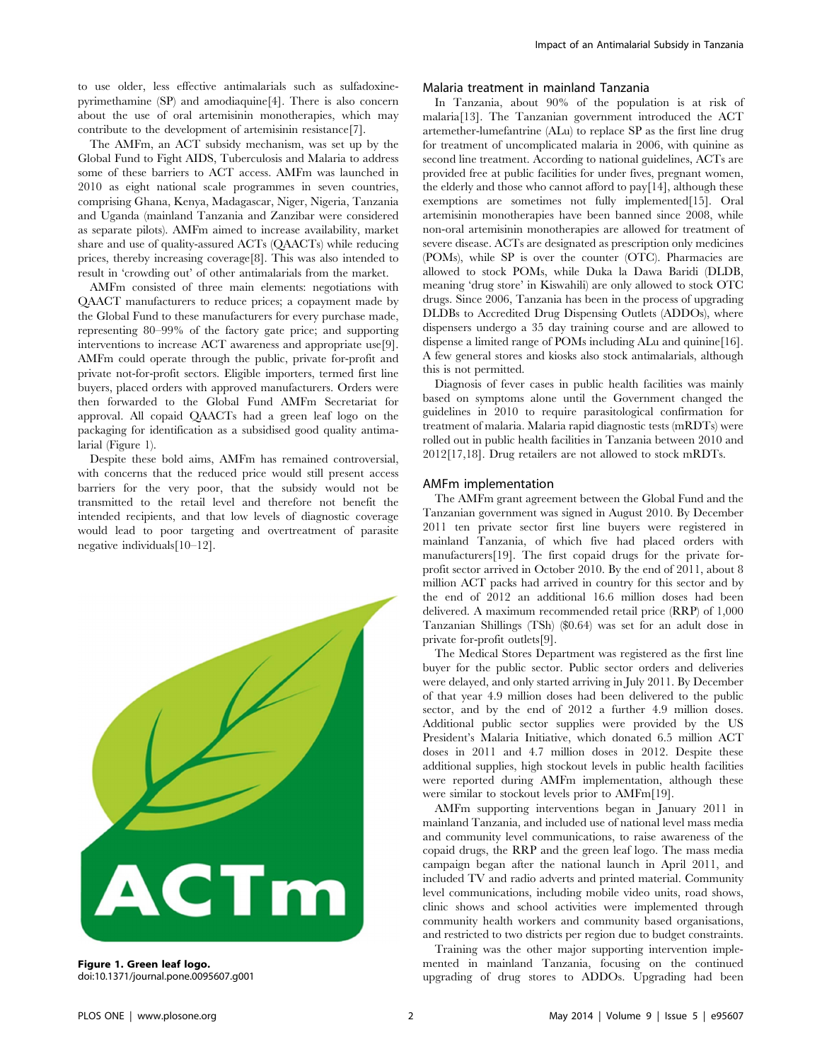to use older, less effective antimalarials such as sulfadoxine-pyrimethamine (SP) and amodiaquine[4]. There is also concern about the use of oral artemisinin monotherapies, which may contribute to the development of artemisinin resistance[7].

The AMFm, an ACT subsidy mechanism, was set up by the Global Fund to Fight AIDS, Tuberculosis and Malaria to address some of these barriers to ACT access. AMFm was launched in 2010 as eight national scale programmes in seven countries, comprising Ghana, Kenya, Madagascar, Niger, Nigeria, Tanzania and Uganda (mainland Tanzania and Zanzibar were considered as separate pilots). AMFm aimed to increase availability, market share and use of quality-assured ACTs (QAACTs) while reducing prices, thereby increasing coverage[8]. This was also intended to result in 'crowding out' of other antimalarials from the market.

AMFm consisted of three main elements: negotiations with QAACT manufacturers to reduce prices; a copayment made by the Global Fund to these manufacturers for every purchase made, representing 80–99% of the factory gate price; and supporting interventions to increase ACT awareness and appropriate use[9]. AMFm could operate through the public, private for-profit and private not-for-profit sectors. Eligible importers, termed first line buyers, placed orders with approved manufacturers. Orders were then forwarded to the Global Fund AMFm Secretariat for approval. All copaid QAACTs had a green leaf logo on the packaging for identification as a subsidised good quality antimalarial (Figure 1).

Despite these bold aims, AMFm has remained controversial, with concerns that the reduced price would still present access barriers for the very poor, that the subsidy would not be transmitted to the retail level and therefore not benefit the intended recipients, and that low levels of diagnostic coverage would lead to poor targeting and overtreatment of parasite negative individuals[10–12].

**Figure 1. Green leaf logo.**
doi:10.1371/journal.pone.0095607.g001

### Malaria treatment in mainland Tanzania

In Tanzania, about 90% of the population is at risk of malaria[13]. The Tanzanian government introduced the ACT artemether-lumefantrine (ALu) to replace SP as the first line drug for treatment of uncomplicated malaria in 2006, with quinine as second line treatment. According to national guidelines, ACTs are provided free at public facilities for under fives, pregnant women, the elderly and those who cannot afford to pay[14], although these exemptions are sometimes not fully implemented[15]. Oral artemisinin monotherapies have been banned since 2008, while non-oral artemisinin monotherapies are allowed for treatment of severe disease. ACTs are designated as prescription only medicines (POMs), while SP is over the counter (OTC). Pharmacies are allowed to stock POMs, while Duka la Dawa Baridi (DLDB, meaning 'drug store' in Kiswahili) are only allowed to stock OTC drugs. Since 2006, Tanzania has been in the process of upgrading DLDBs to Accredited Drug Dispensing Outlets (ADDOs), where dispensers undergo a 35 day training course and are allowed to dispense a limited range of POMs including ALu and quinine[16]. A few general stores and kiosks also stock antimalarials, although this is not permitted.

Diagnosis of fever cases in public health facilities was mainly based on symptoms alone until the Government changed the guidelines in 2010 to require parasitological confirmation for treatment of malaria. Malaria rapid diagnostic tests (mRDTs) were rolled out in public health facilities in Tanzania between 2010 and 2012[17,18]. Drug retailers are not allowed to stock mRDTs.

### AMFm implementation

The AMFm grant agreement between the Global Fund and the Tanzanian government was signed in August 2010. By December 2011 ten private sector first line buyers were registered in mainland Tanzania, of which five had placed orders with manufacturers[19]. The first copaid drugs for the private for-profit sector arrived in October 2010. By the end of 2011, about 8 million ACT packs had arrived in country for this sector and by the end of 2012 an additional 16.6 million doses had been delivered. A maximum recommended retail price (RRP) of 1,000 Tanzanian Shillings (TSh) ($0.64) was set for an adult dose in private for-profit outlets[9].

The Medical Stores Department was registered as the first line buyer for the public sector. Public sector orders and deliveries were delayed, and only started arriving in July 2011. By December of that year 4.9 million doses had been delivered to the public sector, and by the end of 2012 a further 4.9 million doses. Additional public sector supplies were provided by the US President's Malaria Initiative, which donated 6.5 million ACT doses in 2011 and 4.7 million doses in 2012. Despite these additional supplies, high stockout levels in public health facilities were reported during AMFm implementation, although these were similar to stockout levels prior to AMFm[19].

AMFm supporting interventions began in January 2011 in mainland Tanzania, and included use of national level mass media and community level communications, to raise awareness of the copaid drugs, the RRP and the green leaf logo. The mass media campaign began after the national launch in April 2011, and included TV and radio adverts and printed material. Community level communications, including mobile video units, road shows, clinic shows and school activities were implemented through community health workers and community based organisations, and restricted to two districts per region due to budget constraints.

Training was the other major supporting intervention implemented in mainland Tanzania, focusing on the continued upgrading of drug stores to ADDOs. Upgrading had been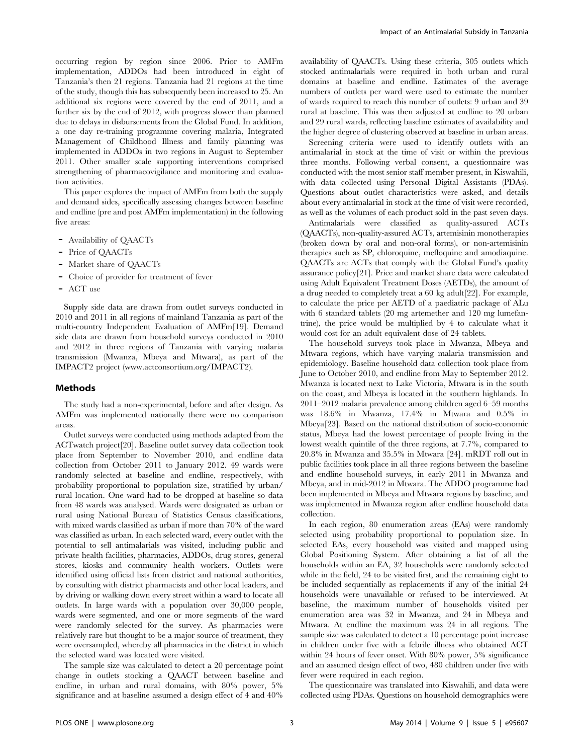occurring region by region since 2006. Prior to AMFm implementation, ADDOs had been introduced in eight of Tanzania's then 21 regions. Tanzania had 21 regions at the time of the study, though this has subsequently been increased to 25. An additional six regions were covered by the end of 2011, and a further six by the end of 2012, with progress slower than planned due to delays in disbursements from the Global Fund. In addition, a one day re-training programme covering malaria, Integrated Management of Childhood Illness and family planning was implemented in ADDOs in two regions in August to September 2011. Other smaller scale supporting interventions comprised strengthening of pharmacovigilance and monitoring and evaluation activities.

This paper explores the impact of AMFm from both the supply and demand sides, specifically assessing changes between baseline and endline (pre and post AMFm implementation) in the following five areas:

- Availability of QAACTs
- Price of QAACTs
- Market share of QAACTs
- Choice of provider for treatment of fever
- ACT use

Supply side data are drawn from outlet surveys conducted in 2010 and 2011 in all regions of mainland Tanzania as part of the multi-country Independent Evaluation of AMFm[19]. Demand side data are drawn from household surveys conducted in 2010 and 2012 in three regions of Tanzania with varying malaria transmission (Mwanza, Mbeya and Mtwara), as part of the IMPACT2 project (www.actconsortium.org/IMPACT2).

## Methods

The study had a non-experimental, before and after design. As AMFm was implemented nationally there were no comparison areas.

Outlet surveys were conducted using methods adapted from the ACTwatch project[20]. Baseline outlet survey data collection took place from September to November 2010, and endline data collection from October 2011 to January 2012. 49 wards were randomly selected at baseline and endline, respectively, with probability proportional to population size, stratified by urban/rural location. One ward had to be dropped at baseline so data from 48 wards was analysed. Wards were designated as urban or rural using National Bureau of Statistics Census classifications, with mixed wards classified as urban if more than 70% of the ward was classified as urban. In each selected ward, every outlet with the potential to sell antimalarials was visited, including public and private health facilities, pharmacies, ADDOs, drug stores, general stores, kiosks and community health workers. Outlets were identified using official lists from district and national authorities, by consulting with district pharmacists and other local leaders, and by driving or walking down every street within a ward to locate all outlets. In large wards with a population over 30,000 people, wards were segmented, and one or more segments of the ward were randomly selected for the survey. As pharmacies were relatively rare but thought to be a major source of treatment, they were oversampled, whereby all pharmacies in the district in which the selected ward was located were visited.

The sample size was calculated to detect a 20 percentage point change in outlets stocking a QAACT between baseline and endline, in urban and rural domains, with 80% power, 5% significance and at baseline assumed a design effect of 4 and 40% availability of QAACTs. Using these criteria, 305 outlets which stocked antimalarials were required in both urban and rural domains at baseline and endline. Estimates of the average numbers of outlets per ward were used to estimate the number of wards required to reach this number of outlets: 9 urban and 39 rural at baseline. This was then adjusted at endline to 20 urban and 29 rural wards, reflecting baseline estimates of availability and the higher degree of clustering observed at baseline in urban areas.

Screening criteria were used to identify outlets with an antimalarial in stock at the time of visit or within the previous three months. Following verbal consent, a questionnaire was conducted with the most senior staff member present, in Kiswahili, with data collected using Personal Digital Assistants (PDAs). Questions about outlet characteristics were asked, and details about every antimalarial in stock at the time of visit were recorded, as well as the volumes of each product sold in the past seven days.

Antimalarials were classified as quality-assured ACTs (QAACTs), non-quality-assured ACTs, artemisinin monotherapies (broken down by oral and non-oral forms), or non-artemisinin therapies such as SP, chloroquine, mefloquine and amodiaquine. QAACTs are ACTs that comply with the Global Fund's quality assurance policy[21]. Price and market share data were calculated using Adult Equivalent Treatment Doses (AETDs), the amount of a drug needed to completely treat a 60 kg adult[22]. For example, to calculate the price per AETD of a paediatric package of ALu with 6 standard tablets (20 mg artemether and 120 mg lumefantrine), the price would be multiplied by 4 to calculate what it would cost for an adult equivalent dose of 24 tablets.

The household surveys took place in Mwanza, Mbeya and Mtwara regions, which have varying malaria transmission and epidemiology. Baseline household data collection took place from June to October 2010, and endline from May to September 2012. Mwanza is located next to Lake Victoria, Mtwara is in the south on the coast, and Mbeya is located in the southern highlands. In 2011–2012 malaria prevalence among children aged 6–59 months was 18.6% in Mwanza, 17.4% in Mtwara and 0.5% in Mbeya[23]. Based on the national distribution of socio-economic status, Mbeya had the lowest percentage of people living in the lowest wealth quintile of the three regions, at 7.7%, compared to 20.8% in Mwanza and 35.5% in Mtwara [24]. mRDT roll out in public facilities took place in all three regions between the baseline and endline household surveys, in early 2011 in Mwanza and Mbeya, and in mid-2012 in Mtwara. The ADDO programme had been implemented in Mbeya and Mtwara regions by baseline, and was implemented in Mwanza region after endline household data collection.

In each region, 80 enumeration areas (EAs) were randomly selected using probability proportional to population size. In selected EAs, every household was visited and mapped using Global Positioning System. After obtaining a list of all the households within an EA, 32 households were randomly selected while in the field, 24 to be visited first, and the remaining eight to be included sequentially as replacements if any of the initial 24 households were unavailable or refused to be interviewed. At baseline, the maximum number of households visited per enumeration area was 32 in Mwanza, and 24 in Mbeya and Mtwara. At endline the maximum was 24 in all regions. The sample size was calculated to detect a 10 percentage point increase in children under five with a febrile illness who obtained ACT within 24 hours of fever onset. With 80% power, 5% significance and an assumed design effect of two, 480 children under five with fever were required in each region.

The questionnaire was translated into Kiswahili, and data were collected using PDAs. Questions on household demographics were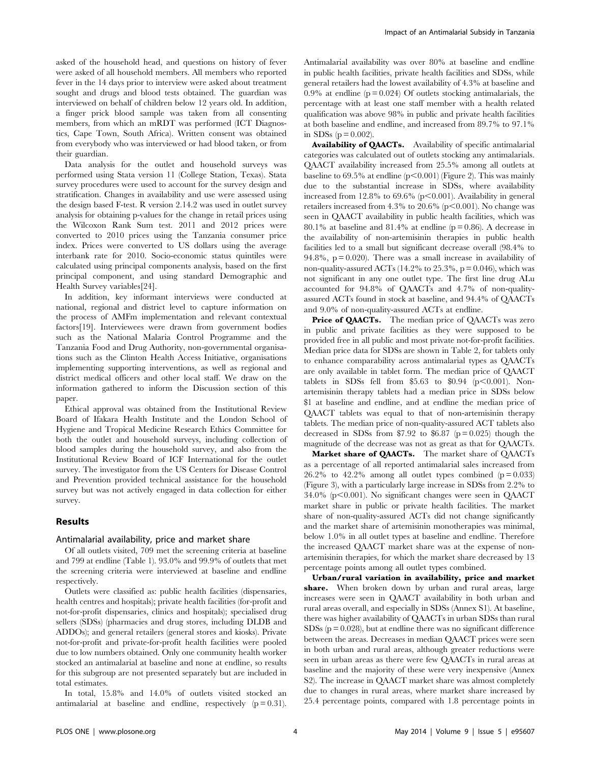asked of the household head, and questions on history of fever were asked of all household members. All members who reported fever in the 14 days prior to interview were asked about treatment sought and drugs and blood tests obtained. The guardian was interviewed on behalf of children below 12 years old. In addition, a finger prick blood sample was taken from all consenting members, from which an mRDT was performed (ICT Diagnostics, Cape Town, South Africa). Written consent was obtained from everybody who was interviewed or had blood taken, or from their guardian.

Data analysis for the outlet and household surveys was performed using Stata version 11 (College Station, Texas). Stata survey procedures were used to account for the survey design and stratification. Changes in availability and use were assessed using the design based F-test. R version 2.14.2 was used in outlet survey analysis for obtaining p-values for the change in retail prices using the Wilcoxon Rank Sum test. 2011 and 2012 prices were converted to 2010 prices using the Tanzania consumer price index. Prices were converted to US dollars using the average interbank rate for 2010. Socio-economic status quintiles were calculated using principal components analysis, based on the first principal component, and using standard Demographic and Health Survey variables[24].

In addition, key informant interviews were conducted at national, regional and district level to capture information on the process of AMFm implementation and relevant contextual factors[19]. Interviewees were drawn from government bodies such as the National Malaria Control Programme and the Tanzania Food and Drug Authority, non-governmental organisations such as the Clinton Health Access Initiative, organisations implementing supporting interventions, as well as regional and district medical officers and other local staff. We draw on the information gathered to inform the Discussion section of this paper.

Ethical approval was obtained from the Institutional Review Board of Ifakara Health Institute and the London School of Hygiene and Tropical Medicine Research Ethics Committee for both the outlet and household surveys, including collection of blood samples during the household survey, and also from the Institutional Review Board of ICF International for the outlet survey. The investigator from the US Centers for Disease Control and Prevention provided technical assistance for the household survey but was not actively engaged in data collection for either survey.

## Results

### Antimalarial availability, price and market share

Of all outlets visited, 709 met the screening criteria at baseline and 799 at endline (Table 1). 93.0% and 99.9% of outlets that met the screening criteria were interviewed at baseline and endline respectively.

Outlets were classified as: public health facilities (dispensaries, health centres and hospitals); private health facilities (for-profit and not-for-profit dispensaries, clinics and hospitals); specialised drug sellers (SDSs) (pharmacies and drug stores, including DLDB and ADDOs); and general retailers (general stores and kiosks). Private not-for-profit and private-for-profit health facilities were pooled due to low numbers obtained. Only one community health worker stocked an antimalarial at baseline and none at endline, so results for this subgroup are not presented separately but are included in total estimates.

In total, 15.8% and 14.0% of outlets visited stocked an antimalarial at baseline and endline, respectively ($p = 0.31$). Antimalarial availability was over 80% at baseline and endline in public health facilities, private health facilities and SDSs, while general retailers had the lowest availability of 4.3% at baseline and 0.9% at endline ($p = 0.024$) Of outlets stocking antimalarials, the percentage with at least one staff member with a health related qualification was above 98% in public and private health facilities at both baseline and endline, and increased from 89.7% to 97.1% in SDSs ($p = 0.002$).

**Availability of QAACTs.** Availability of specific antimalarial categories was calculated out of outlets stocking any antimalarials. QAACT availability increased from 25.5% among all outlets at baseline to 69.5% at endline ($p < 0.001$) (Figure 2). This was mainly due to the substantial increase in SDSs, where availability increased from 12.8% to 69.6% ($p < 0.001$). Availability in general retailers increased from 4.3% to 20.6% ($p < 0.001$). No change was seen in QAACT availability in public health facilities, which was 80.1% at baseline and 81.4% at endline ($p = 0.86$). A decrease in the availability of non-artemisinin therapies in public health facilities led to a small but significant decrease overall (98.4% to 94.8%, $p = 0.020$). There was a small increase in availability of non-quality-assured ACTs (14.2% to 25.3%, $p = 0.046$), which was not significant in any one outlet type. The first line drug ALu accounted for 94.8% of QAACTs and 4.7% of non-quality-assured ACTs found in stock at baseline, and 94.4% of QAACTs and 9.0% of non-quality-assured ACTs at endline.

**Price of QAACTs.** The median price of QAACTs was zero in public and private facilities as they were supposed to be provided free in all public and most private not-for-profit facilities. Median price data for SDSs are shown in Table 2, for tablets only to enhance comparability across antimalarial types as QAACTs are only available in tablet form. The median price of QAACT tablets in SDSs fell from \$5.63 to \$0.94 ($p < 0.001$). Non-artemisinin therapy tablets had a median price in SDSs below \$1 at baseline and endline, and at endline the median price of QAACT tablets was equal to that of non-artemisinin therapy tablets. The median price of non-quality-assured ACT tablets also decreased in SDSs from \$7.92 to \$6.87 ($p = 0.025$) though the magnitude of the decrease was not as great as that for QAACTs.

**Market share of QAACTs.** The market share of QAACTs as a percentage of all reported antimalarial sales increased from 26.2% to 42.2% among all outlet types combined ($p = 0.033$) (Figure 3), with a particularly large increase in SDSs from 2.2% to 34.0% ($p < 0.001$). No significant changes were seen in QAACT market share in public or private health facilities. The market share of non-quality-assured ACTs did not change significantly and the market share of artemisinin monotherapies was minimal, below 1.0% in all outlet types at baseline and endline. Therefore the increased QAACT market share was at the expense of non-artemisinin therapies, for which the market share decreased by 13 percentage points among all outlet types combined.

**Urban/rural variation in availability, price and market share.** When broken down by urban and rural areas, large increases were seen in QAACT availability in both urban and rural areas overall, and especially in SDSs (Annex S1). At baseline, there was higher availability of QAACTs in urban SDSs than rural SDSs ($p = 0.028$), but at endline there was no significant difference between the areas. Decreases in median QAACT prices were seen in both urban and rural areas, although greater reductions were seen in urban areas as there were few QAACTs in rural areas at baseline and the majority of these were very inexpensive (Annex S2). The increase in QAACT market share was almost completely due to changes in rural areas, where market share increased by 25.4 percentage points, compared with 1.8 percentage points in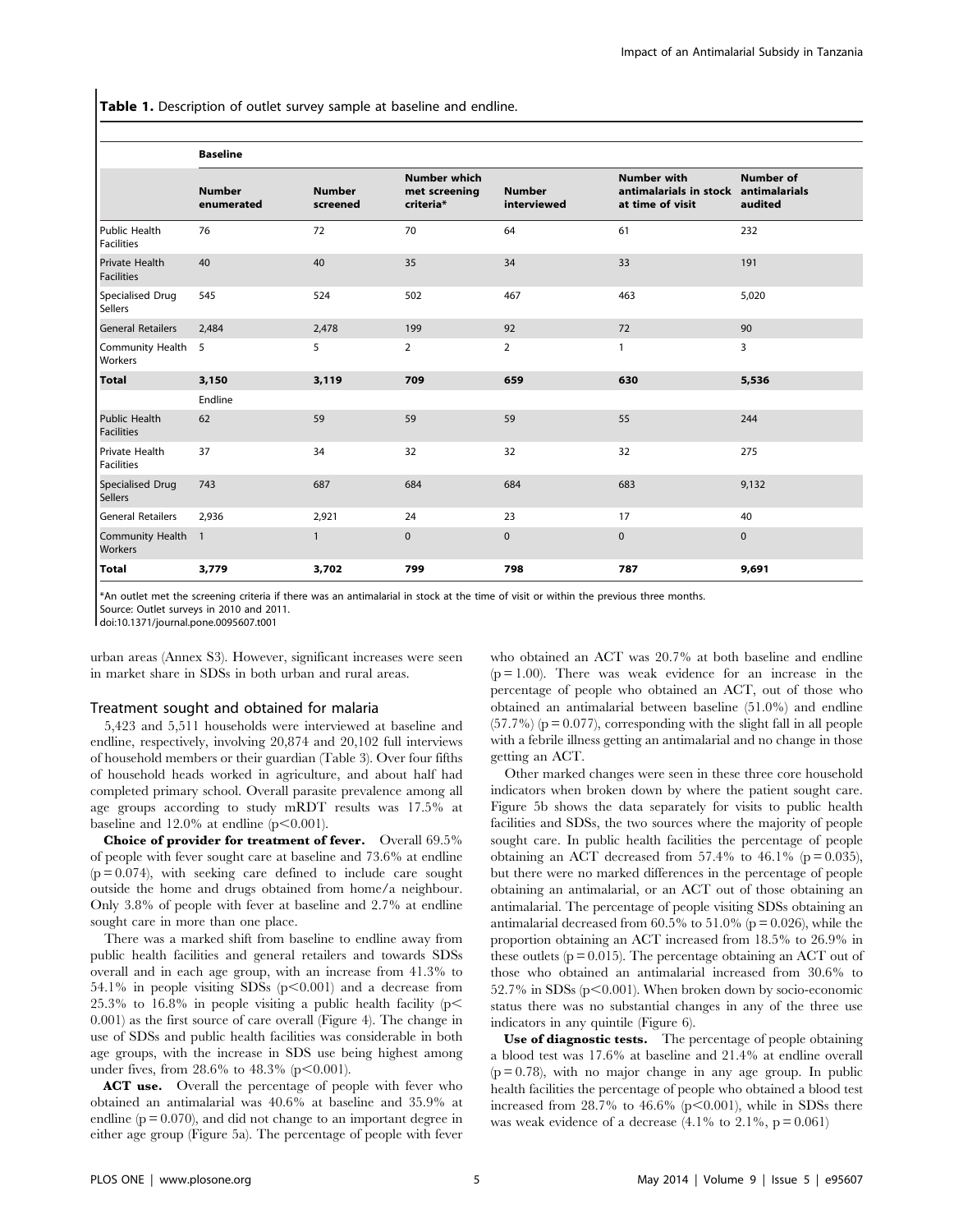**Table 1.** Description of outlet survey sample at baseline and endline.

| | Baseline | | | | | |
|---|---|---|---|---|---|---|
| | Number enumerated | Number screened | Number which met screening criteria* | Number interviewed | Number with antimalarials in stock at time of visit | Number of antimalarials audited |
| Public Health Facilities | 76 | 72 | 70 | 64 | 61 | 232 |
| Private Health Facilities | 40 | 40 | 35 | 34 | 33 | 191 |
| Specialised Drug Sellers | 545 | 524 | 502 | 467 | 463 | 5,020 |
| General Retailers | 2,484 | 2,478 | 199 | 92 | 72 | 90 |
| Community Health Workers | 5 | 5 | 2 | 2 | 1 | 3 |
| **Total** | **3,150** | **3,119** | **709** | **659** | **630** | **5,536** |
| | Endline | | | | | |
| Public Health Facilities | 62 | 59 | 59 | 59 | 55 | 244 |
| Private Health Facilities | 37 | 34 | 32 | 32 | 32 | 275 |
| Specialised Drug Sellers | 743 | 687 | 684 | 684 | 683 | 9,132 |
| General Retailers | 2,936 | 2,921 | 24 | 23 | 17 | 40 |
| Community Health Workers | 1 | 1 | 0 | 0 | 0 | 0 |
| **Total** | **3,779** | **3,702** | **799** | **798** | **787** | **9,691** |

*An outlet met the screening criteria if there was an antimalarial in stock at the time of visit or within the previous three months.

Source: Outlet surveys in 2010 and 2011.

doi:10.1371/journal.pone.0095607.t001

urban areas (Annex S3). However, significant increases were seen in market share in SDSs in both urban and rural areas.

## Treatment sought and obtained for malaria

5,423 and 5,511 households were interviewed at baseline and endline, respectively, involving 20,874 and 20,102 full interviews of household members or their guardian (Table 3). Over four fifths of household heads worked in agriculture, and about half had completed primary school. Overall parasite prevalence among all age groups according to study mRDT results was 17.5% at baseline and 12.0% at endline ($p<0.001$).

**Choice of provider for treatment of fever.** Overall 69.5% of people with fever sought care at baseline and 73.6% at endline ($p=0.074$), with seeking care defined to include care sought outside the home and drugs obtained from home/a neighbour. Only 3.8% of people with fever at baseline and 2.7% at endline sought care in more than one place.

There was a marked shift from baseline to endline away from public health facilities and general retailers and towards SDSs overall and in each age group, with an increase from 41.3% to 54.1% in people visiting SDSs ($p<0.001$) and a decrease from 25.3% to 16.8% in people visiting a public health facility ($p<0.001$) as the first source of care overall (Figure 4). The change in use of SDSs and public health facilities was considerable in both age groups, with the increase in SDS use being highest among under fives, from 28.6% to 48.3% ($p<0.001$).

**ACT use.** Overall the percentage of people with fever who obtained an antimalarial was 40.6% at baseline and 35.9% at endline ($p=0.070$), and did not change to an important degree in either age group (Figure 5a). The percentage of people with fever who obtained an ACT was 20.7% at both baseline and endline ($p=1.00$). There was weak evidence for an increase in the percentage of people who obtained an ACT, out of those who obtained an antimalarial between baseline (51.0%) and endline (57.7%) ($p=0.077$), corresponding with the slight fall in all people with a febrile illness getting an antimalarial and no change in those getting an ACT.

Other marked changes were seen in these three core household indicators when broken down by where the patient sought care. Figure 5b shows the data separately for visits to public health facilities and SDSs, the two sources where the majority of people sought care. In public health facilities the percentage of people obtaining an ACT decreased from 57.4% to 46.1% ($p=0.035$), but there were no marked differences in the percentage of people obtaining an antimalarial, or an ACT out of those obtaining an antimalarial. The percentage of people visiting SDSs obtaining an antimalarial decreased from 60.5% to 51.0% ($p=0.026$), while the proportion obtaining an ACT increased from 18.5% to 26.9% in these outlets ($p=0.015$). The percentage obtaining an ACT out of those who obtained an antimalarial increased from 30.6% to 52.7% in SDSs ($p<0.001$). When broken down by socio-economic status there was no substantial changes in any of the three use indicators in any quintile (Figure 6).

**Use of diagnostic tests.** The percentage of people obtaining a blood test was 17.6% at baseline and 21.4% at endline overall ($p=0.78$), with no major change in any age group. In public health facilities the percentage of people who obtained a blood test increased from 28.7% to 46.6% ($p<0.001$), while in SDSs there was weak evidence of a decrease (4.1% to 2.1%, $p=0.061$)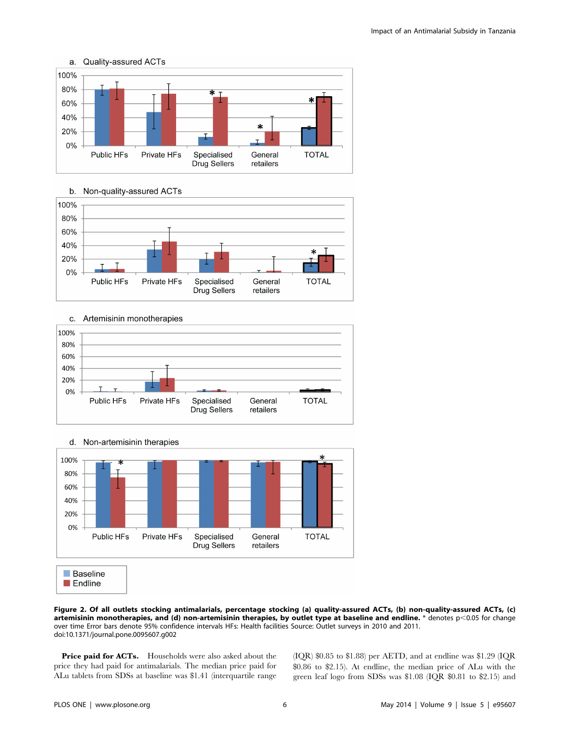**Figure 2. Of all outlets stocking antimalarials, percentage stocking (a) quality-assured ACTs, (b) non-quality-assured ACTs, (c) artemisinin monotherapies, and (d) non-artemisinin therapies, by outlet type at baseline and endline.** * denotes p<0.05 for change over time Error bars denote 95% confidence intervals HFs: Health facilities Source: Outlet surveys in 2010 and 2011.
doi:10.1371/journal.pone.0095607.g002

**Price paid for ACTs.** Households were also asked about the price they had paid for antimalarials. The median price paid for ALu tablets from SDSs at baseline was $1.41 (interquartile range (IQR) $0.85 to $1.88) per AETD, and at endline was $1.29 (IQR $0.86 to $2.15). At endline, the median price of ALu with the green leaf logo from SDSs was $1.08 (IQR $0.81 to $2.15) and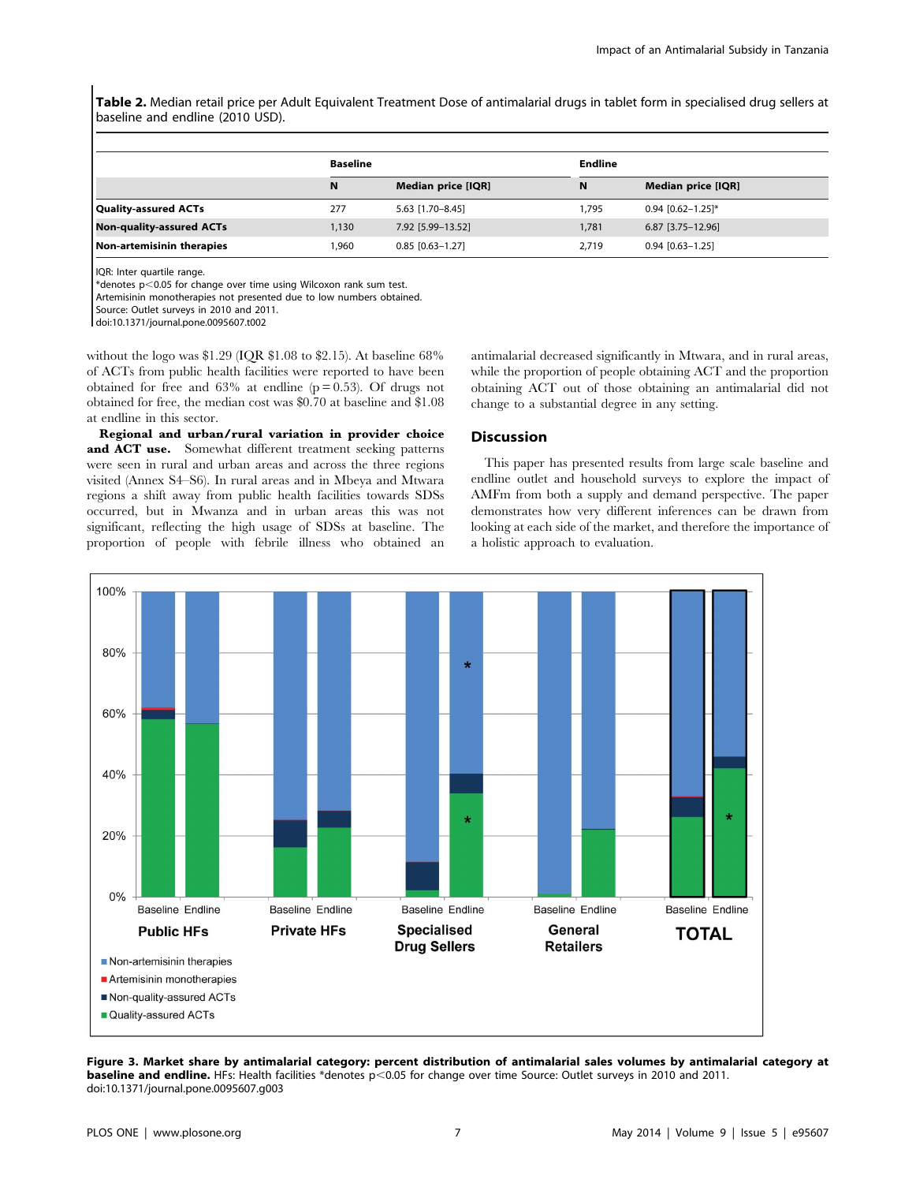**Table 2.** Median retail price per Adult Equivalent Treatment Dose of antimalarial drugs in tablet form in specialised drug sellers at baseline and endline (2010 USD).

| | Baseline | | Endline | |
|---|---|---|---|---|
| | N | Median price [IQR] | N | Median price [IQR] |
| **Quality-assured ACTs** | 277 | 5.63 [1.70–8.45] | 1,795 | 0.94 [0.62–1.25]* |
| **Non-quality-assured ACTs** | 1,130 | 7.92 [5.99–13.52] | 1,781 | 6.87 [3.75–12.96] |
| **Non-artemisinin therapies** | 1,960 | 0.85 [0.63–1.27] | 2,719 | 0.94 [0.63–1.25] |

IQR: Inter quartile range.
*denotes p<0.05 for change over time using Wilcoxon rank sum test.
Artemisinin monotherapies not presented due to low numbers obtained.
Source: Outlet surveys in 2010 and 2011.
doi:10.1371/journal.pone.0095607.t002

without the logo was $1.29 (IQR $1.08 to $2.15). At baseline 68% of ACTs from public health facilities were reported to have been obtained for free and 63% at endline (p = 0.53). Of drugs not obtained for free, the median cost was $0.70 at baseline and $1.08 at endline in this sector.

**Regional and urban/rural variation in provider choice and ACT use.** Somewhat different treatment seeking patterns were seen in rural and urban areas and across the three regions visited (Annex S4–S6). In rural areas and in Mbeya and Mtwara regions a shift away from public health facilities towards SDSs occurred, but in Mwanza and in urban areas this was not significant, reflecting the high usage of SDSs at baseline. The proportion of people with febrile illness who obtained an antimalarial decreased significantly in Mtwara, and in rural areas, while the proportion of people obtaining ACT and the proportion obtaining ACT out of those obtaining an antimalarial did not change to a substantial degree in any setting.

## Discussion

This paper has presented results from large scale baseline and endline outlet and household surveys to explore the impact of AMFm from both a supply and demand perspective. The paper demonstrates how very different inferences can be drawn from looking at each side of the market, and therefore the importance of a holistic approach to evaluation.

**Figure 3. Market share by antimalarial category: percent distribution of antimalarial sales volumes by antimalarial category at baseline and endline.** HFs: Health facilities *denotes p<0.05 for change over time Source: Outlet surveys in 2010 and 2011.
doi:10.1371/journal.pone.0095607.g003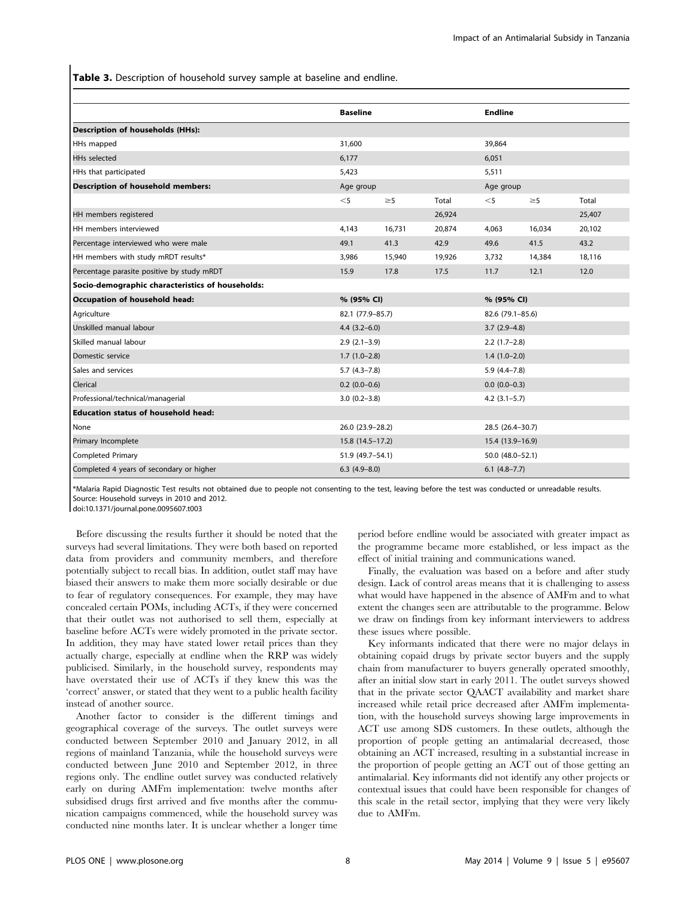**Table 3.** Description of household survey sample at baseline and endline.

| | Baseline | | | Endline | | |
|---|---|---|---|---|---|---|
| **Description of households (HHs):** | | | | | | |
| HHs mapped | 31,600 | | | 39,864 | | |
| HHs selected | 6,177 | | | 6,051 | | |
| HHs that participated | 5,423 | | | 5,511 | | |
| **Description of household members:** | Age group | | | Age group | | |
| | <5 | ≥5 | Total | <5 | ≥5 | Total |
| HH members registered | | | 26,924 | | | 25,407 |
| HH members interviewed | 4,143 | 16,731 | 20,874 | 4,063 | 16,034 | 20,102 |
| Percentage interviewed who were male | 49.1 | 41.3 | 42.9 | 49.6 | 41.5 | 43.2 |
| HH members with study mRDT results* | 3,986 | 15,940 | 19,926 | 3,732 | 14,384 | 18,116 |
| Percentage parasite positive by study mRDT | 15.9 | 17.8 | 17.5 | 11.7 | 12.1 | 12.0 |
| **Socio-demographic characteristics of households:** | | | | | | |
| **Occupation of household head:** | **% (95% CI)** | | | **% (95% CI)** | | |
| Agriculture | 82.1 (77.9–85.7) | | | 82.6 (79.1–85.6) | | |
| Unskilled manual labour | 4.4 (3.2–6.0) | | | 3.7 (2.9–4.8) | | |
| Skilled manual labour | 2.9 (2.1–3.9) | | | 2.2 (1.7–2.8) | | |
| Domestic service | 1.7 (1.0–2.8) | | | 1.4 (1.0–2.0) | | |
| Sales and services | 5.7 (4.3–7.8) | | | 5.9 (4.4–7.8) | | |
| Clerical | 0.2 (0.0–0.6) | | | 0.0 (0.0–0.3) | | |
| Professional/technical/managerial | 3.0 (0.2–3.8) | | | 4.2 (3.1–5.7) | | |
| **Education status of household head:** | | | | | | |
| None | 26.0 (23.9–28.2) | | | 28.5 (26.4–30.7) | | |
| Primary Incomplete | 15.8 (14.5–17.2) | | | 15.4 (13.9–16.9) | | |
| Completed Primary | 51.9 (49.7–54.1) | | | 50.0 (48.0–52.1) | | |
| Completed 4 years of secondary or higher | 6.3 (4.9–8.0) | | | 6.1 (4.8–7.7) | | |

*Malaria Rapid Diagnostic Test results not obtained due to people not consenting to the test, leaving before the test was conducted or unreadable results.
Source: Household surveys in 2010 and 2012.
doi:10.1371/journal.pone.0095607.t003

Before discussing the results further it should be noted that the surveys had several limitations. They were both based on reported data from providers and community members, and therefore potentially subject to recall bias. In addition, outlet staff may have biased their answers to make them more socially desirable or due to fear of regulatory consequences. For example, they may have concealed certain POMs, including ACTs, if they were concerned that their outlet was not authorised to sell them, especially at baseline before ACTs were widely promoted in the private sector. In addition, they may have stated lower retail prices than they actually charge, especially at endline when the RRP was widely publicised. Similarly, in the household survey, respondents may have overstated their use of ACTs if they knew this was the 'correct' answer, or stated that they went to a public health facility instead of another source.

Another factor to consider is the different timings and geographical coverage of the surveys. The outlet surveys were conducted between September 2010 and January 2012, in all regions of mainland Tanzania, while the household surveys were conducted between June 2010 and September 2012, in three regions only. The endline outlet survey was conducted relatively early on during AMFm implementation: twelve months after subsidised drugs first arrived and five months after the communication campaigns commenced, while the household survey was conducted nine months later. It is unclear whether a longer time period before endline would be associated with greater impact as the programme became more established, or less impact as the effect of initial training and communications waned.

Finally, the evaluation was based on a before and after study design. Lack of control areas means that it is challenging to assess what would have happened in the absence of AMFm and to what extent the changes seen are attributable to the programme. Below we draw on findings from key informant interviewers to address these issues where possible.

Key informants indicated that there were no major delays in obtaining copaid drugs by private sector buyers and the supply chain from manufacturer to buyers generally operated smoothly, after an initial slow start in early 2011. The outlet surveys showed that in the private sector QAACT availability and market share increased while retail price decreased after AMFm implementation, with the household surveys showing large improvements in ACT use among SDS customers. In these outlets, although the proportion of people getting an antimalarial decreased, those obtaining an ACT increased, resulting in a substantial increase in the proportion of people getting an ACT out of those getting an antimalarial. Key informants did not identify any other projects or contextual issues that could have been responsible for changes of this scale in the retail sector, implying that they were very likely due to AMFm.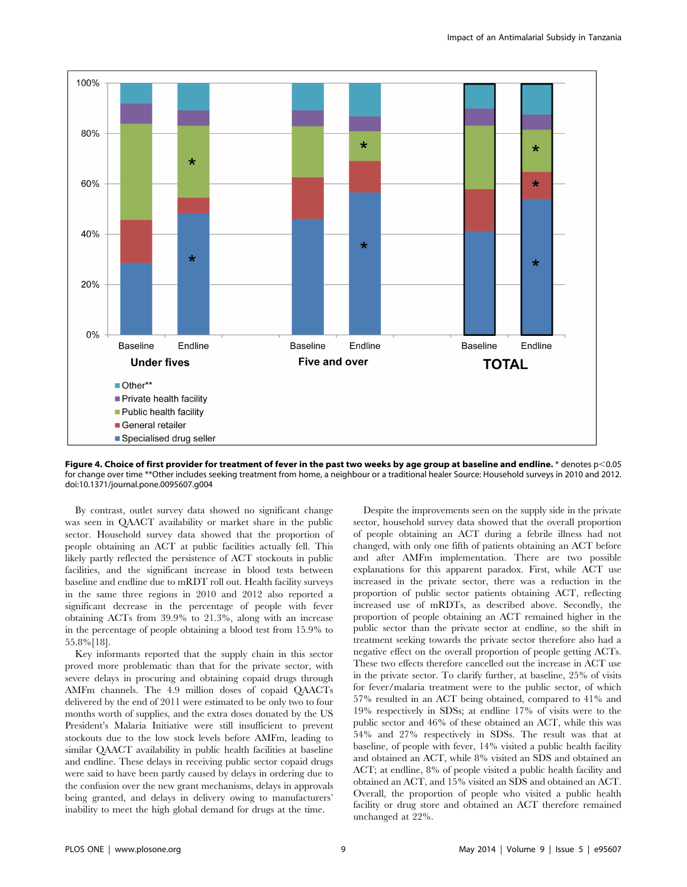**Figure 4. Choice of first provider for treatment of fever in the past two weeks by age group at baseline and endline.** * denotes $p<0.05$ for change over time **Other includes seeking treatment from home, a neighbour or a traditional healer Source: Household surveys in 2010 and 2012. doi:10.1371/journal.pone.0095607.g004

By contrast, outlet survey data showed no significant change was seen in QAACT availability or market share in the public sector. Household survey data showed that the proportion of people obtaining an ACT at public facilities actually fell. This likely partly reflected the persistence of ACT stockouts in public facilities, and the significant increase in blood tests between baseline and endline due to mRDT roll out. Health facility surveys in the same three regions in 2010 and 2012 also reported a significant decrease in the percentage of people with fever obtaining ACTs from 39.9% to 21.3%, along with an increase in the percentage of people obtaining a blood test from 15.9% to 55.8%[18].

Key informants reported that the supply chain in this sector proved more problematic than that for the private sector, with severe delays in procuring and obtaining copaid drugs through AMFm channels. The 4.9 million doses of copaid QAACTs delivered by the end of 2011 were estimated to be only two to four months worth of supplies, and the extra doses donated by the US President's Malaria Initiative were still insufficient to prevent stockouts due to the low stock levels before AMFm, leading to similar QAACT availability in public health facilities at baseline and endline. These delays in receiving public sector copaid drugs were said to have been partly caused by delays in ordering due to the confusion over the new grant mechanisms, delays in approvals being granted, and delays in delivery owing to manufacturers' inability to meet the high global demand for drugs at the time.

Despite the improvements seen on the supply side in the private sector, household survey data showed that the overall proportion of people obtaining an ACT during a febrile illness had not changed, with only one fifth of patients obtaining an ACT before and after AMFm implementation. There are two possible explanations for this apparent paradox. First, while ACT use increased in the private sector, there was a reduction in the proportion of public sector patients obtaining ACT, reflecting increased use of mRDTs, as described above. Secondly, the proportion of people obtaining an ACT remained higher in the public sector than the private sector at endline, so the shift in treatment seeking towards the private sector therefore also had a negative effect on the overall proportion of people getting ACTs. These two effects therefore cancelled out the increase in ACT use in the private sector. To clarify further, at baseline, 25% of visits for fever/malaria treatment were to the public sector, of which 57% resulted in an ACT being obtained, compared to 41% and 19% respectively in SDSs; at endline 17% of visits were to the public sector and 46% of these obtained an ACT, while this was 54% and 27% respectively in SDSs. The result was that at baseline, of people with fever, 14% visited a public health facility and obtained an ACT, while 8% visited an SDS and obtained an ACT; at endline, 8% of people visited a public health facility and obtained an ACT, and 15% visited an SDS and obtained an ACT. Overall, the proportion of people who visited a public health facility or drug store and obtained an ACT therefore remained unchanged at 22%.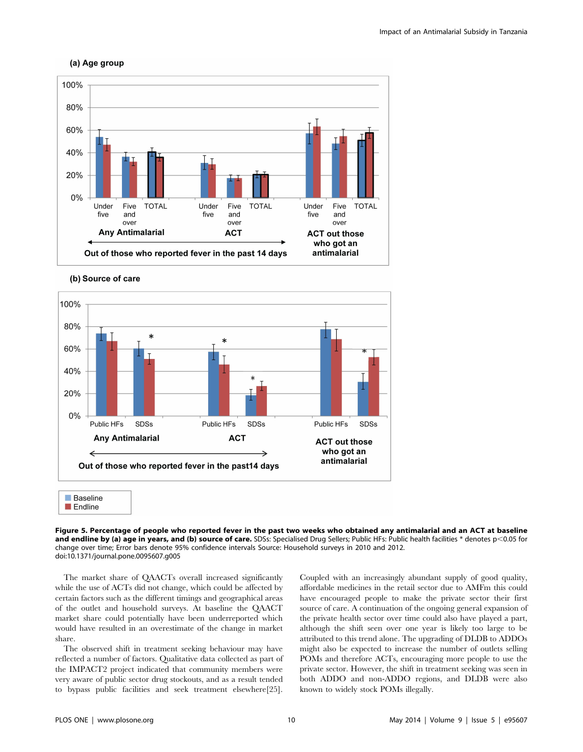**Figure 5. Percentage of people who reported fever in the past two weeks who obtained any antimalarial and an ACT at baseline and endline by (a) age in years, and (b) source of care.** SDSs: Specialised Drug Sellers; Public HFs: Public health facilities * denotes $p<0.05$ for change over time; Error bars denote 95% confidence intervals Source: Household surveys in 2010 and 2012.
doi:10.1371/journal.pone.0095607.g005

The market share of QAACTs overall increased significantly while the use of ACTs did not change, which could be affected by certain factors such as the different timings and geographical areas of the outlet and household surveys. At baseline the QAACT market share could potentially have been underreported which would have resulted in an overestimate of the change in market share.

The observed shift in treatment seeking behaviour may have reflected a number of factors. Qualitative data collected as part of the IMPACT2 project indicated that community members were very aware of public sector drug stockouts, and as a result tended to bypass public facilities and seek treatment elsewhere[25]. Coupled with an increasingly abundant supply of good quality, affordable medicines in the retail sector due to AMFm this could have encouraged people to make the private sector their first source of care. A continuation of the ongoing general expansion of the private health sector over time could also have played a part, although the shift seen over one year is likely too large to be attributed to this trend alone. The upgrading of DLDB to ADDOs might also be expected to increase the number of outlets selling POMs and therefore ACTs, encouraging more people to use the private sector. However, the shift in treatment seeking was seen in both ADDO and non-ADDO regions, and DLDB were also known to widely stock POMs illegally.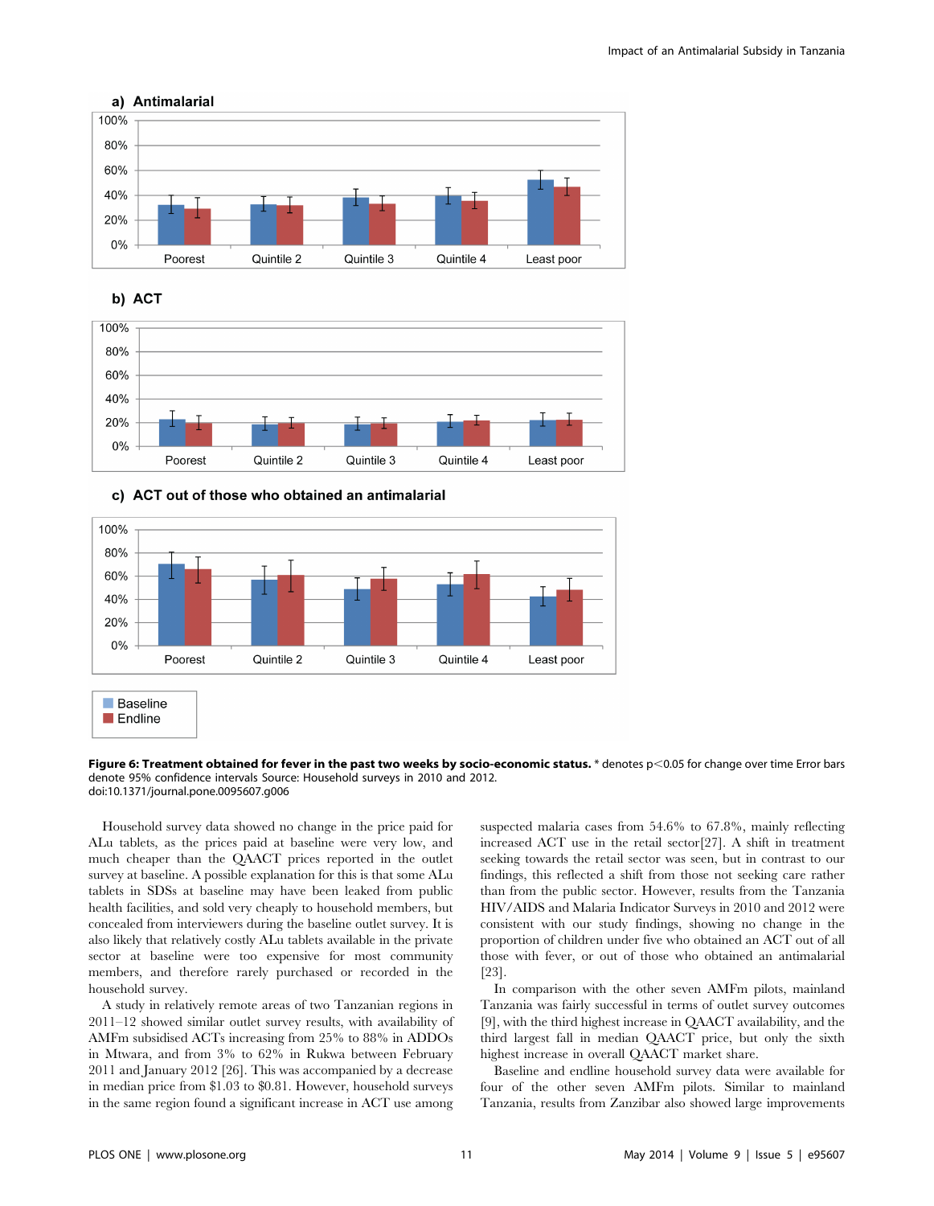**Figure 6: Treatment obtained for fever in the past two weeks by socio-economic status.** * denotes $p<0.05$ for change over time Error bars denote 95% confidence intervals Source: Household surveys in 2010 and 2012.
doi:10.1371/journal.pone.0095607.g006

Household survey data showed no change in the price paid for ALu tablets, as the prices paid at baseline were very low, and much cheaper than the QAACT prices reported in the outlet survey at baseline. A possible explanation for this is that some ALu tablets in SDSs at baseline may have been leaked from public health facilities, and sold very cheaply to household members, but concealed from interviewers during the baseline outlet survey. It is also likely that relatively costly ALu tablets available in the private sector at baseline were too expensive for most community members, and therefore rarely purchased or recorded in the household survey.

A study in relatively remote areas of two Tanzanian regions in 2011–12 showed similar outlet survey results, with availability of AMFm subsidised ACTs increasing from 25% to 88% in ADDOs in Mtwara, and from 3% to 62% in Rukwa between February 2011 and January 2012 [26]. This was accompanied by a decrease in median price from \$1.03 to \$0.81. However, household surveys in the same region found a significant increase in ACT use among suspected malaria cases from 54.6% to 67.8%, mainly reflecting increased ACT use in the retail sector[27]. A shift in treatment seeking towards the retail sector was seen, but in contrast to our findings, this reflected a shift from those not seeking care rather than from the public sector. However, results from the Tanzania HIV/AIDS and Malaria Indicator Surveys in 2010 and 2012 were consistent with our study findings, showing no change in the proportion of children under five who obtained an ACT out of all those with fever, or out of those who obtained an antimalarial [23].

In comparison with the other seven AMFm pilots, mainland Tanzania was fairly successful in terms of outlet survey outcomes [9], with the third highest increase in QAACT availability, and the third largest fall in median QAACT price, but only the sixth highest increase in overall QAACT market share.

Baseline and endline household survey data were available for four of the other seven AMFm pilots. Similar to mainland Tanzania, results from Zanzibar also showed large improvements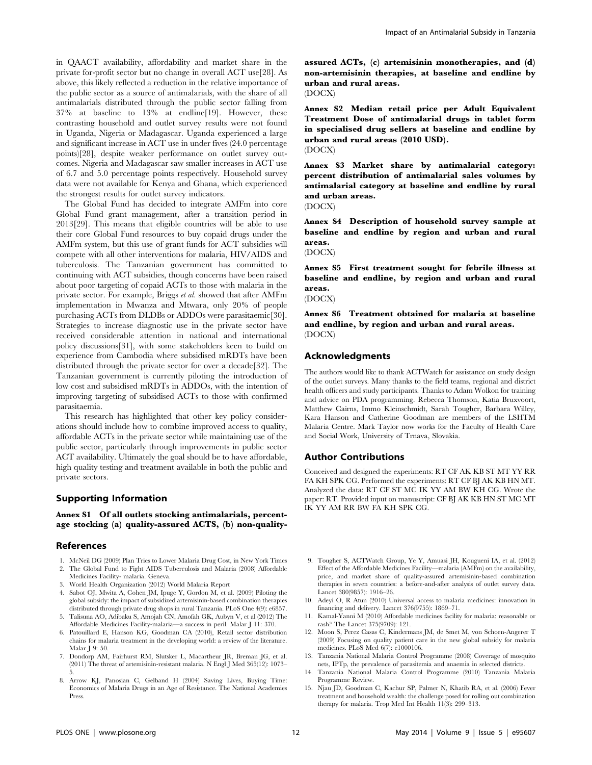in QAACT availability, affordability and market share in the private for-profit sector but no change in overall ACT use[28]. As above, this likely reflected a reduction in the relative importance of the public sector as a source of antimalarials, with the share of all antimalarials distributed through the public sector falling from 37% at baseline to 13% at endline[19]. However, these contrasting household and outlet survey results were not found in Uganda, Nigeria or Madagascar. Uganda experienced a large and significant increase in ACT use in under fives (24.0 percentage points)[28], despite weaker performance on outlet survey outcomes. Nigeria and Madagascar saw smaller increases in ACT use of 6.7 and 5.0 percentage points respectively. Household survey data were not available for Kenya and Ghana, which experienced the strongest results for outlet survey indicators.

The Global Fund has decided to integrate AMFm into core Global Fund grant management, after a transition period in 2013[29]. This means that eligible countries will be able to use their core Global Fund resources to buy copaid drugs under the AMFm system, but this use of grant funds for ACT subsidies will compete with all other interventions for malaria, HIV/AIDS and tuberculosis. The Tanzanian government has committed to continuing with ACT subsidies, though concerns have been raised about poor targeting of copaid ACTs to those with malaria in the private sector. For example, Briggs *et al.* showed that after AMFm implementation in Mwanza and Mtwara, only 20% of people purchasing ACTs from DLDBs or ADDOs were parasitaemic[30]. Strategies to increase diagnostic use in the private sector have received considerable attention in national and international policy discussions[31], with some stakeholders keen to build on experience from Cambodia where subsidised mRDTs have been distributed through the private sector for over a decade[32]. The Tanzanian government is currently piloting the introduction of low cost and subsidised mRDTs in ADDOs, with the intention of improving targeting of subsidised ACTs to those with confirmed parasitaemia.

This research has highlighted that other key policy considerations should include how to combine improved access to quality, affordable ACTs in the private sector while maintaining use of the public sector, particularly through improvements in public sector ACT availability. Ultimately the goal should be to have affordable, high quality testing and treatment available in both the public and private sectors.

## Supporting Information

**Annex S1 Of all outlets stocking antimalarials, percentage stocking (a) quality-assured ACTS, (b) non-quality-assured ACTs, (c) artemisinin monotherapies, and (d) non-artemisinin therapies, at baseline and endline by urban and rural areas.**
(DOCX)

**Annex S2 Median retail price per Adult Equivalent Treatment Dose of antimalarial drugs in tablet form in specialised drug sellers at baseline and endline by urban and rural areas (2010 USD).**
(DOCX)

**Annex S3 Market share by antimalarial category: percent distribution of antimalarial sales volumes by antimalarial category at baseline and endline by rural and urban areas.**
(DOCX)

**Annex S4 Description of household survey sample at baseline and endline by region and urban and rural areas.**
(DOCX)

**Annex S5 First treatment sought for febrile illness at baseline and endline, by region and urban and rural areas.**
(DOCX)

**Annex S6 Treatment obtained for malaria at baseline and endline, by region and urban and rural areas.**
(DOCX)

## Acknowledgments

The authors would like to thank ACTWatch for assistance on study design of the outlet surveys. Many thanks to the field teams, regional and district health officers and study participants. Thanks to Adam Wolkon for training and advice on PDA programming. Rebecca Thomson, Katia Bruxvoort, Matthew Cairns, Immo Kleinschmidt, Sarah Tougher, Barbara Willey, Kara Hanson and Catherine Goodman are members of the LSHTM Malaria Centre. Mark Taylor now works for the Faculty of Health Care and Social Work, University of Trnava, Slovakia.

## Author Contributions

Conceived and designed the experiments: RT CF AK KB ST MT YY RR FA KH SPK CG. Performed the experiments: RT CF BJ AK KB HN MT. Analyzed the data: RT CF ST MC IK YY AM BW KH CG. Wrote the paper: RT. Provided input on manuscript: CF BJ AK KB HN ST MC MT IK YY AM RR BW FA KH SPK CG.

## References

1. McNeil DG (2009) Plan Tries to Lower Malaria Drug Cost, in New York Times
2. The Global Fund to Fight AIDS Tuberculosis and Malaria (2008) Affordable Medicines Facility- malaria. Geneva.
3. World Health Organization (2012) World Malaria Report
4. Sabot OJ, Mwita A, Cohen JM, Ipuge Y, Gordon M, et al. (2009) Piloting the global subsidy: the impact of subsidized artemisinin-based combination therapies distributed through private drug shops in rural Tanzania. PLoS One 4(9): e6857.
5. Talisuna AO, Adibaku S, Amojah CN, Amofah GK, Aubyn V, et al (2012) The Affordable Medicines Facility-malaria—a success in peril. Malar J 11: 370.
6. Patouillard E, Hanson KG, Goodman CA (2010), Retail sector distribution chains for malaria treatment in the developing world: a review of the literature. Malar J 9: 50.
7. Dondorp AM, Fairhurst RM, Slutsker L, Macartheur JR, Breman JG, et al. (2011) The threat of artemisinin-resistant malaria. N Engl J Med 365(12): 1073–5.
8. Arrow KJ, Panosian C, Gelband H (2004) Saving Lives, Buying Time: Economics of Malaria Drugs in an Age of Resistance. The National Academies Press.
9. Tougher S, ACTWatch Group, Ye Y, Amuasi JH, Kougueni IA, et al. (2012) Effect of the Affordable Medicines Facility—malaria (AMFm) on the availability, price, and market share of quality-assured artemisinin-based combination therapies in seven countries: a before-and-after analysis of outlet survey data. Lancet 380(9857): 1916–26.
10. Adeyi O, R Atun (2010) Universal access to malaria medicines: innovation in financing and delivery. Lancet 376(9755): 1869–71.
11. Kamal-Yanni M (2010) Affordable medicines facility for malaria: reasonable or rash? The Lancet 375(9709): 121.
12. Moon S, Perez Casas C, Kindermans JM, de Smet M, von Schoen-Angerer T (2009) Focusing on quality patient care in the new global subsidy for malaria medicines. PLoS Med 6(7): e1000106.
13. Tanzania National Malaria Control Programme (2008) Coverage of mosquito nets, IPTp, the prevalence of parasitemia and anaemia in selected districts.
14. Tanzania National Malaria Control Programme (2010) Tanzania Malaria Programme Review.
15. Njau JD, Goodman C, Kachur SP, Palmer N, Khatib RA, et al. (2006) Fever treatment and household wealth: the challenge posed for rolling out combination therapy for malaria. Trop Med Int Health 11(3): 299–313.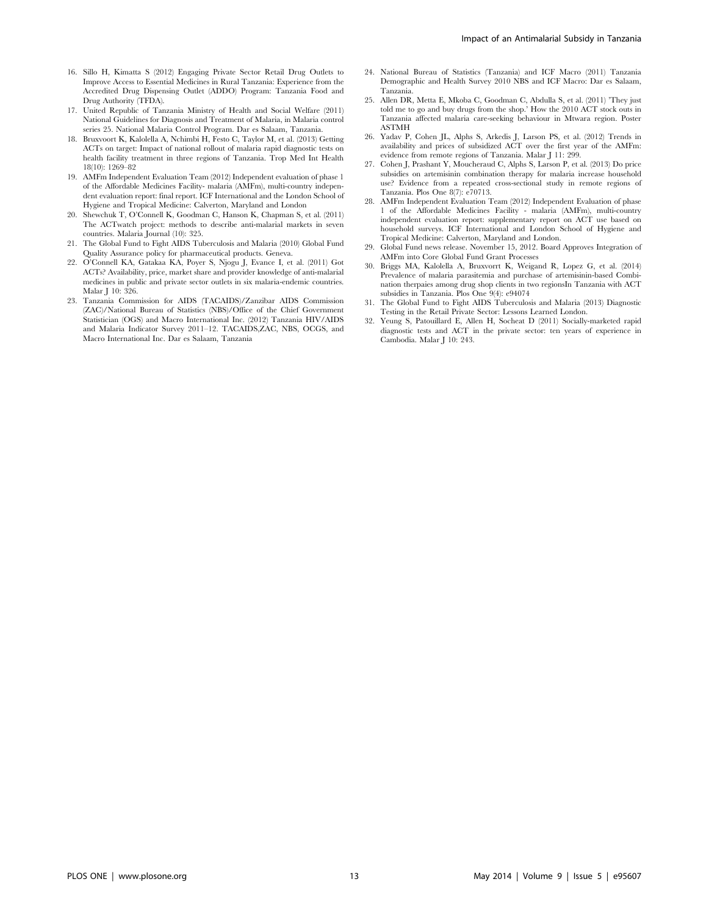16. Sillo H, Kimatta S (2012) Engaging Private Sector Retail Drug Outlets to Improve Access to Essential Medicines in Rural Tanzania: Experience from the Accredited Drug Dispensing Outlet (ADDO) Program: Tanzania Food and Drug Authority (TFDA).
17. United Republic of Tanzania Ministry of Health and Social Welfare (2011) National Guidelines for Diagnosis and Treatment of Malaria, in Malaria control series 25. National Malaria Control Program. Dar es Salaam, Tanzania.
18. Bruxvoort K, Kalolella A, Nchimbi H, Festo C, Taylor M, et al. (2013) Getting ACTs on target: Impact of national rollout of malaria rapid diagnostic tests on health facility treatment in three regions of Tanzania. Trop Med Int Health 18(10): 1269–82
19. AMFm Independent Evaluation Team (2012) Independent evaluation of phase 1 of the Affordable Medicines Facility- malaria (AMFm), multi-country independent evaluation report: final report. ICF International and the London School of Hygiene and Tropical Medicine: Calverton, Maryland and London
20. Shewchuk T, O'Connell K, Goodman C, Hanson K, Chapman S, et al. (2011) The ACTwatch project: methods to describe anti-malarial markets in seven countries. Malaria Journal (10): 325.
21. The Global Fund to Fight AIDS Tuberculosis and Malaria (2010) Global Fund Quality Assurance policy for pharmaceutical products. Geneva.
22. O'Connell KA, Gatakaa KA, Poyer S, Njogu J, Evance I, et al. (2011) Got ACTs? Availability, price, market share and provider knowledge of anti-malarial medicines in public and private sector outlets in six malaria-endemic countries. Malar J 10: 326.
23. Tanzania Commission for AIDS (TACAIDS)/Zanzibar AIDS Commission (ZAC)/National Bureau of Statistics (NBS)/Office of the Chief Government Statistician (OGS) and Macro International Inc. (2012) Tanzania HIV/AIDS and Malaria Indicator Survey 2011–12. TACAIDS,ZAC, NBS, OCGS, and Macro International Inc. Dar es Salaam, Tanzania
24. National Bureau of Statistics (Tanzania) and ICF Macro (2011) Tanzania Demographic and Health Survey 2010 NBS and ICF Macro: Dar es Salaam, Tanzania.
25. Allen DR, Metta E, Mkoba C, Goodman C, Abdulla S, et al. (2011) 'They just told me to go and buy drugs from the shop.' How the 2010 ACT stock outs in Tanzania affected malaria care-seeking behaviour in Mtwara region. Poster ASTMH
26. Yadav P, Cohen JL, Alphs S, Arkedis J, Larson PS, et al. (2012) Trends in availability and prices of subsidized ACT over the first year of the AMFm: evidence from remote regions of Tanzania. Malar J 11: 299.
27. Cohen J, Prashant Y, Moucheraud C, Alphs S, Larson P, et al. (2013) Do price subsidies on artemisinin combination therapy for malaria increase household use? Evidence from a repeated cross-sectional study in remote regions of Tanzania. Plos One 8(7): e70713.
28. AMFm Independent Evaluation Team (2012) Independent Evaluation of phase 1 of the Affordable Medicines Facility - malaria (AMFm), multi-country independent evaluation report: supplementary report on ACT use based on household surveys. ICF International and London School of Hygiene and Tropical Medicine: Calverton, Maryland and London.
29. Global Fund news release. November 15, 2012. Board Approves Integration of AMFm into Core Global Fund Grant Processes
30. Briggs MA, Kalolella A, Bruxvorrt K, Weigand R, Lopez G, et al. (2014) Prevalence of malaria parasitemia and purchase of artemisinin-based Combination therpaies among drug shop clients in two regionsIn Tanzania with ACT subsidies in Tanzania. Plos One 9(4): e94074
31. The Global Fund to Fight AIDS Tuberculosis and Malaria (2013) Diagnostic Testing in the Retail Private Sector: Lessons Learned London.
32. Yeung S, Patouillard E, Allen H, Socheat D (2011) Socially-marketed rapid diagnostic tests and ACT in the private sector: ten years of experience in Cambodia. Malar J 10: 243.